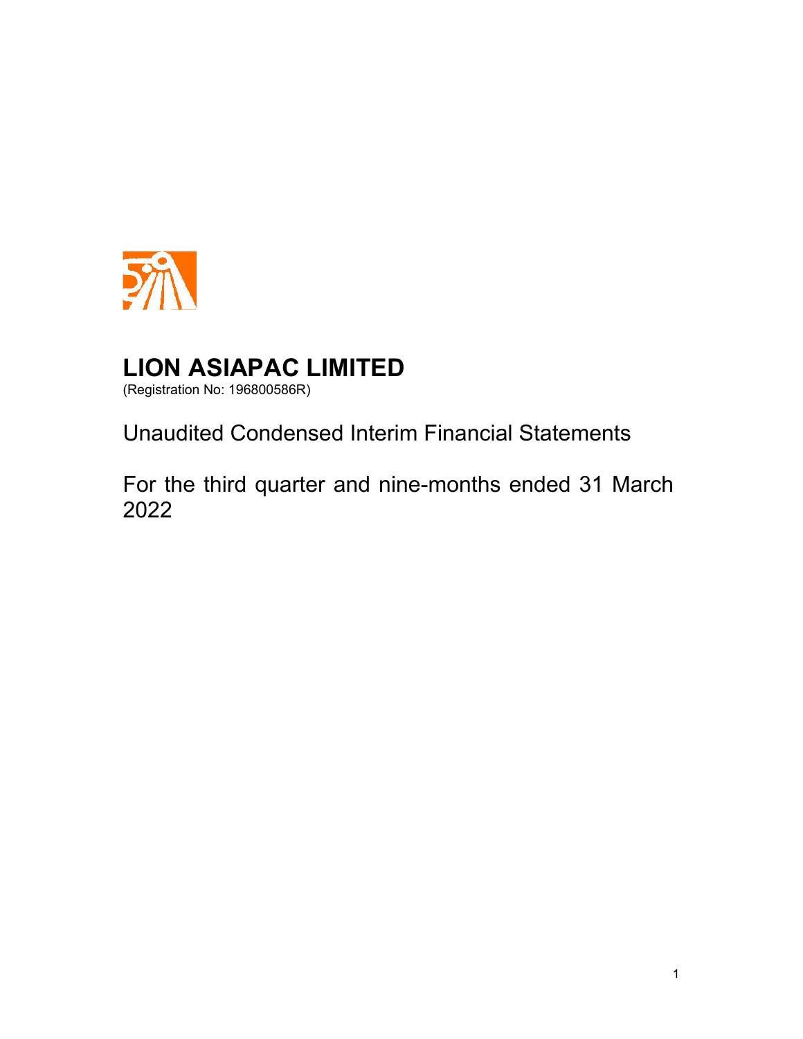# LION ASIAPAC LIMITED

(Registration No: 196800586R)

Unaudited Condensed Interim Financial Statements

For the third quarter and nine-months ended 31 March 2022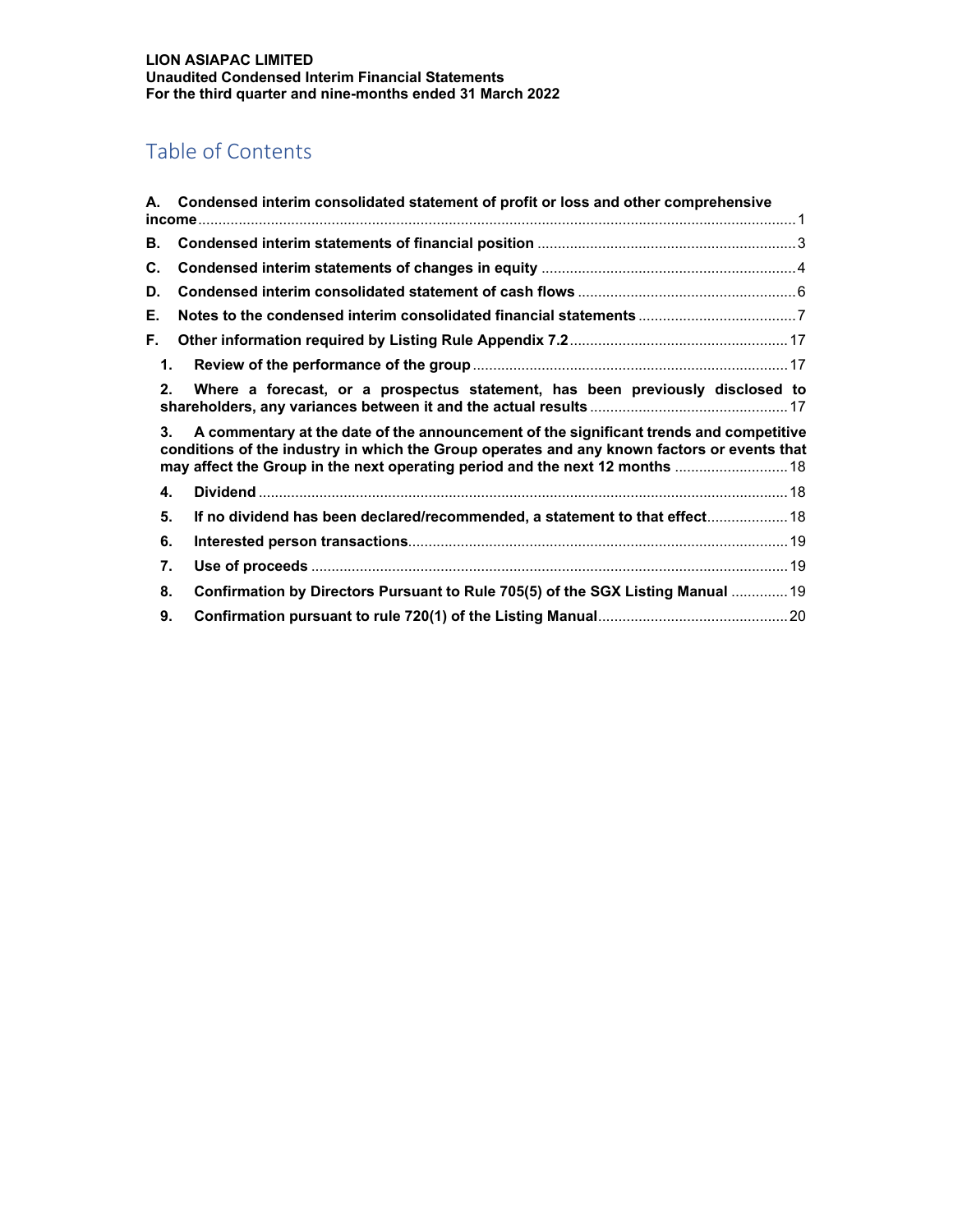## Table of Contents

**A. Condensed interim consolidated statement of profit or loss and other comprehensive income** .......... 1

**B. Condensed interim statements of financial position** .......... 3

**C. Condensed interim statements of changes in equity** .......... 4

**D. Condensed interim consolidated statement of cash flows** .......... 6

**E. Notes to the condensed interim consolidated financial statements** .......... 7

**F. Other information required by Listing Rule Appendix 7.2** .......... 17

1. **Review of the performance of the group** .......... 17
2. **Where a forecast, or a prospectus statement, has been previously disclosed to shareholders, any variances between it and the actual results** .......... 17
3. **A commentary at the date of the announcement of the significant trends and competitive conditions of the industry in which the Group operates and any known factors or events that may affect the Group in the next operating period and the next 12 months** .......... 18
4. **Dividend** .......... 18
5. **If no dividend has been declared/recommended, a statement to that effect** .......... 18
6. **Interested person transactions** .......... 19
7. **Use of proceeds** .......... 19
8. **Confirmation by Directors Pursuant to Rule 705(5) of the SGX Listing Manual** .......... 19
9. **Confirmation pursuant to rule 720(1) of the Listing Manual** .......... 20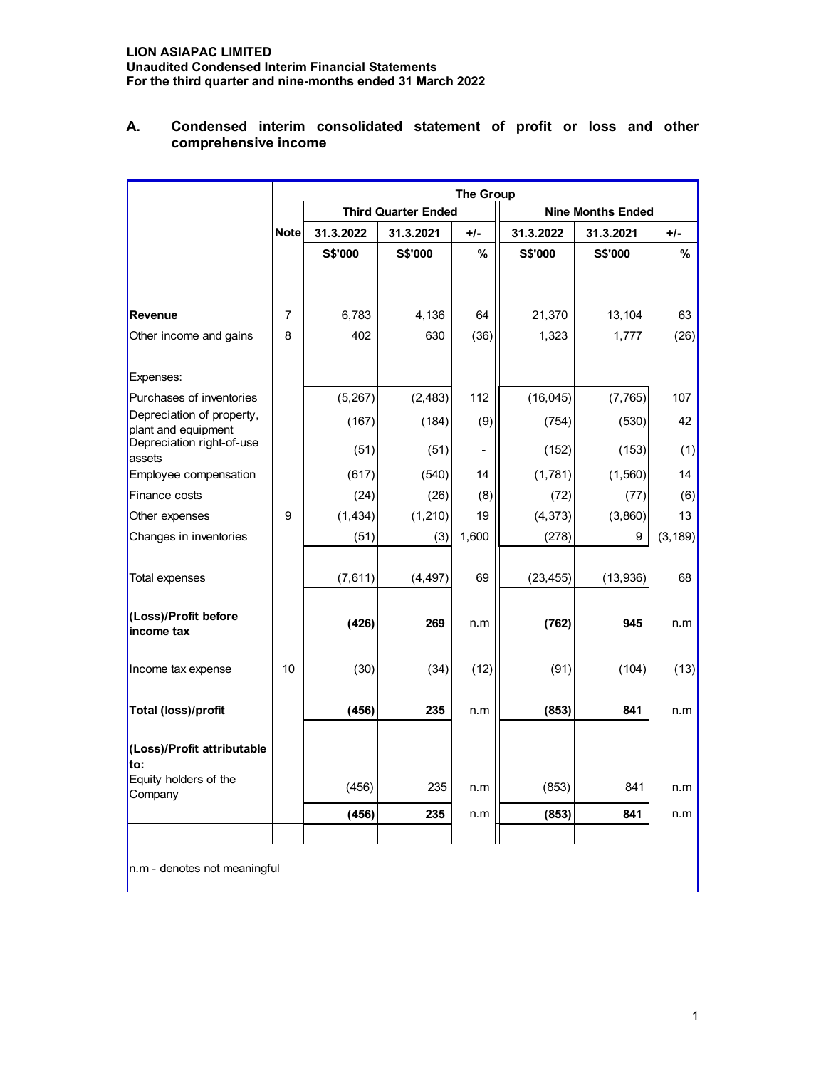**LION ASIAPAC LIMITED**
**Unaudited Condensed Interim Financial Statements**
**For the third quarter and nine-months ended 31 March 2022**

## A. Condensed interim consolidated statement of profit or loss and other comprehensive income

| | | The Group | | | | | |
|---|---|---|---|---|---|---|---|
| | | Third Quarter Ended | | | Nine Months Ended | | |
| | Note | 31.3.2022 | 31.3.2021 | +/- | 31.3.2022 | 31.3.2021 | +/- |
| | | S$'000 | S$'000 | % | S$'000 | S$'000 | % |
| **Revenue** | 7 | 6,783 | 4,136 | 64 | 21,370 | 13,104 | 63 |
| Other income and gains | 8 | 402 | 630 | (36) | 1,323 | 1,777 | (26) |
| Expenses: | | | | | | | |
| Purchases of inventories | | (5,267) | (2,483) | 112 | (16,045) | (7,765) | 107 |
| Depreciation of property, plant and equipment | | (167) | (184) | (9) | (754) | (530) | 42 |
| Depreciation right-of-use assets | | (51) | (51) | - | (152) | (153) | (1) |
| Employee compensation | | (617) | (540) | 14 | (1,781) | (1,560) | 14 |
| Finance costs | | (24) | (26) | (8) | (72) | (77) | (6) |
| Other expenses | 9 | (1,434) | (1,210) | 19 | (4,373) | (3,860) | 13 |
| Changes in inventories | | (51) | (3) | 1,600 | (278) | 9 | (3,189) |
| Total expenses | | (7,611) | (4,497) | 69 | (23,455) | (13,936) | 68 |
| **(Loss)/Profit before income tax** | | **(426)** | **269** | n.m | **(762)** | **945** | n.m |
| Income tax expense | 10 | (30) | (34) | (12) | (91) | (104) | (13) |
| **Total (loss)/profit** | | **(456)** | **235** | n.m | **(853)** | **841** | n.m |
| **(Loss)/Profit attributable to:** | | | | | | | |
| Equity holders of the Company | | (456) | 235 | n.m | (853) | 841 | n.m |
| | | **(456)** | **235** | n.m | **(853)** | **841** | n.m |

n.m - denotes not meaningful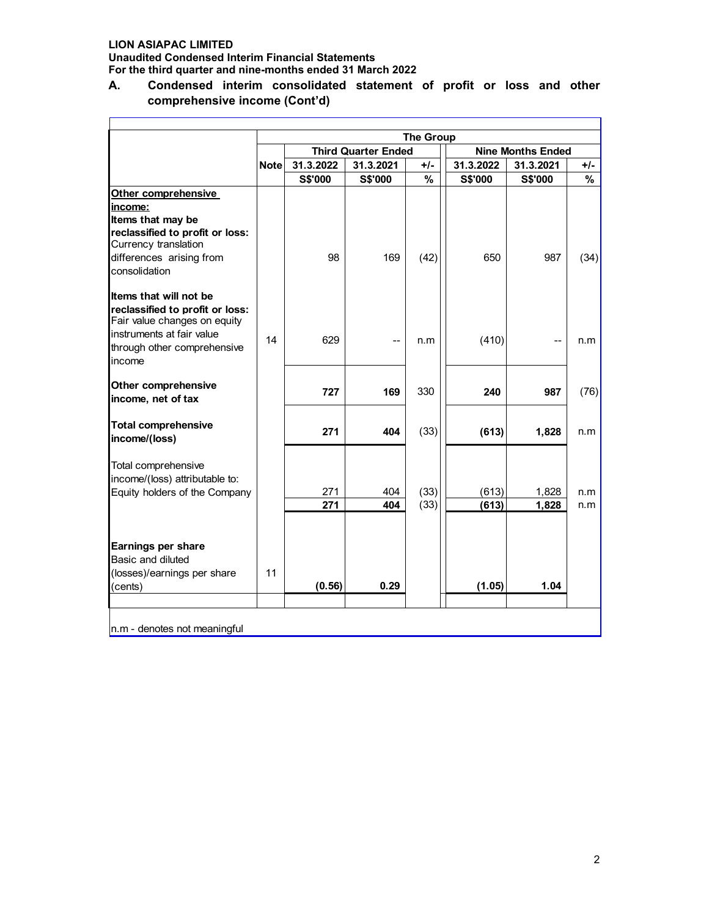**LION ASIAPAC LIMITED**
**Unaudited Condensed Interim Financial Statements**
**For the third quarter and nine-months ended 31 March 2022**

## A. Condensed interim consolidated statement of profit or loss and other comprehensive income (Cont'd)

| | | The Group | | | | | |
|---|---|---|---|---|---|---|---|
| | | Third Quarter Ended | | | Nine Months Ended | | |
| | Note | 31.3.2022 | 31.3.2021 | +/- | 31.3.2022 | 31.3.2021 | +/- |
| | | S$'000 | S$'000 | % | S$'000 | S$'000 | % |
| **Other comprehensive income:** | | | | | | | |
| **Items that may be reclassified to profit or loss:** | | | | | | | |
| Currency translation differences arising from consolidation | | 98 | 169 | (42) | 650 | 987 | (34) |
| **Items that will not be reclassified to profit or loss:** | | | | | | | |
| Fair value changes on equity instruments at fair value through other comprehensive income | 14 | 629 | -- | n.m | (410) | -- | n.m |
| **Other comprehensive income, net of tax** | | **727** | **169** | 330 | **240** | **987** | (76) |
| **Total comprehensive income/(loss)** | | **271** | **404** | (33) | **(613)** | **1,828** | n.m |
| Total comprehensive income/(loss) attributable to: | | | | | | | |
| Equity holders of the Company | | 271 | 404 | (33) | (613) | 1,828 | n.m |
| | | **271** | **404** | (33) | **(613)** | **1,828** | n.m |
| **Earnings per share** | | | | | | | |
| Basic and diluted (losses)/earnings per share (cents) | 11 | **(0.56)** | **0.29** | | **(1.05)** | **1.04** | |

n.m - denotes not meaningful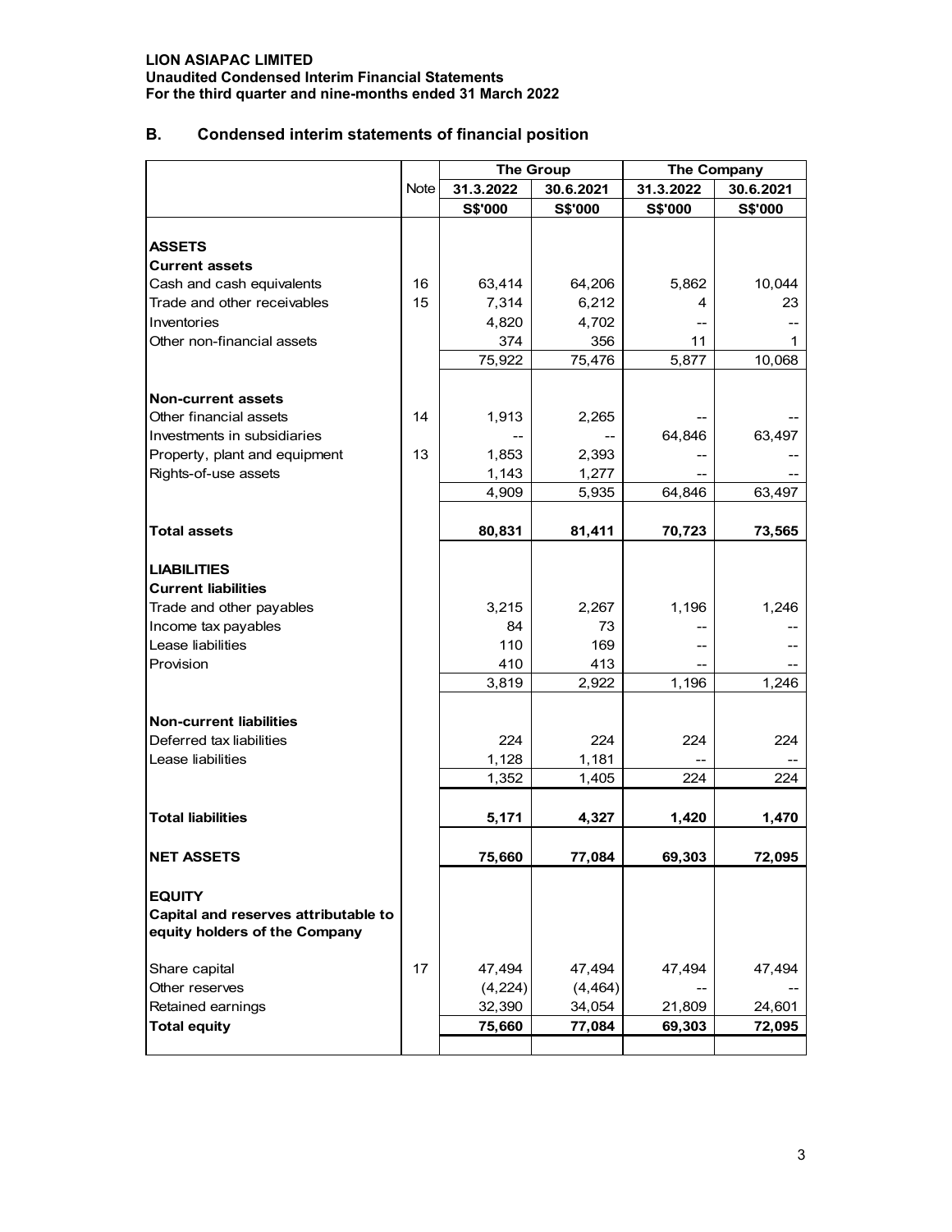**LION ASIAPAC LIMITED**
**Unaudited Condensed Interim Financial Statements**
**For the third quarter and nine-months ended 31 March 2022**

## B. Condensed interim statements of financial position

| | Note | The Group | | The Company | |
|---|---|---|---|---|---|
| | | 31.3.2022 | 30.6.2021 | 31.3.2022 | 30.6.2021 |
| | | S$'000 | S$'000 | S$'000 | S$'000 |
| **ASSETS** | | | | | |
| **Current assets** | | | | | |
| Cash and cash equivalents | 16 | 63,414 | 64,206 | 5,862 | 10,044 |
| Trade and other receivables | 15 | 7,314 | 6,212 | 4 | 23 |
| Inventories | | 4,820 | 4,702 | -- | -- |
| Other non-financial assets | | 374 | 356 | 11 | 1 |
| | | 75,922 | 75,476 | 5,877 | 10,068 |
| **Non-current assets** | | | | | |
| Other financial assets | 14 | 1,913 | 2,265 | -- | -- |
| Investments in subsidiaries | | -- | -- | 64,846 | 63,497 |
| Property, plant and equipment | 13 | 1,853 | 2,393 | -- | -- |
| Rights-of-use assets | | 1,143 | 1,277 | -- | -- |
| | | 4,909 | 5,935 | 64,846 | 63,497 |
| **Total assets** | | **80,831** | **81,411** | **70,723** | **73,565** |
| **LIABILITIES** | | | | | |
| **Current liabilities** | | | | | |
| Trade and other payables | | 3,215 | 2,267 | 1,196 | 1,246 |
| Income tax payables | | 84 | 73 | -- | -- |
| Lease liabilities | | 110 | 169 | -- | -- |
| Provision | | 410 | 413 | -- | -- |
| | | 3,819 | 2,922 | 1,196 | 1,246 |
| **Non-current liabilities** | | | | | |
| Deferred tax liabilities | | 224 | 224 | 224 | 224 |
| Lease liabilities | | 1,128 | 1,181 | -- | -- |
| | | 1,352 | 1,405 | 224 | 224 |
| **Total liabilities** | | **5,171** | **4,327** | **1,420** | **1,470** |
| **NET ASSETS** | | **75,660** | **77,084** | **69,303** | **72,095** |
| **EQUITY** | | | | | |
| **Capital and reserves attributable to equity holders of the Company** | | | | | |
| Share capital | 17 | 47,494 | 47,494 | 47,494 | 47,494 |
| Other reserves | | (4,224) | (4,464) | -- | -- |
| Retained earnings | | 32,390 | 34,054 | 21,809 | 24,601 |
| **Total equity** | | **75,660** | **77,084** | **69,303** | **72,095** |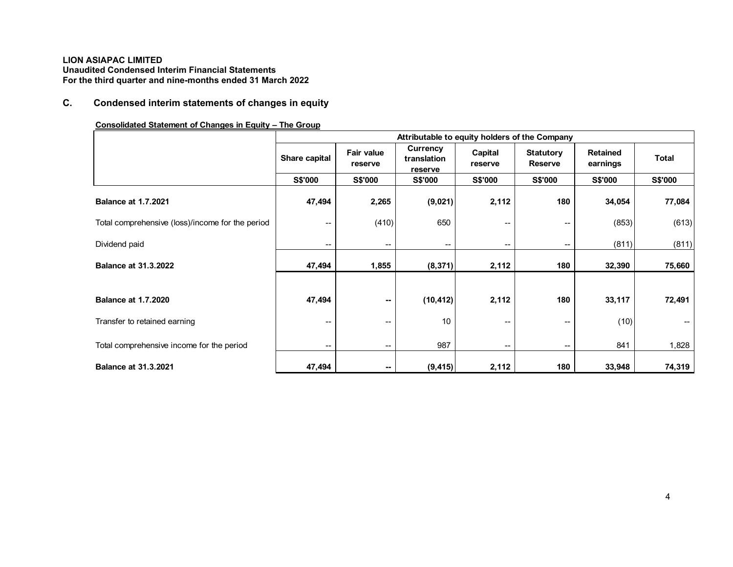**LION ASIAPAC LIMITED**
**Unaudited Condensed Interim Financial Statements**
**For the third quarter and nine-months ended 31 March 2022**

## C. Condensed interim statements of changes in equity

**Consolidated Statement of Changes in Equity – The Group**

| | Attributable to equity holders of the Company | | | | | | |
|---|---|---|---|---|---|---|---|
| | Share capital | Fair value reserve | Currency translation reserve | Capital reserve | Statutory Reserve | Retained earnings | Total |
| | S$'000 | S$'000 | S$'000 | S$'000 | S$'000 | S$'000 | S$'000 |
| **Balance at 1.7.2021** | **47,494** | **2,265** | **(9,021)** | **2,112** | **180** | **34,054** | **77,084** |
| Total comprehensive (loss)/income for the period | -- | (410) | 650 | -- | -- | (853) | (613) |
| Dividend paid | -- | -- | -- | -- | -- | (811) | (811) |
| **Balance at 31.3.2022** | **47,494** | **1,855** | **(8,371)** | **2,112** | **180** | **32,390** | **75,660** |
| | | | | | | | |
| **Balance at 1.7.2020** | **47,494** | **--** | **(10,412)** | **2,112** | **180** | **33,117** | **72,491** |
| Transfer to retained earning | -- | -- | 10 | -- | -- | (10) | -- |
| Total comprehensive income for the period | -- | -- | 987 | -- | -- | 841 | 1,828 |
| **Balance at 31.3.2021** | **47,494** | **--** | **(9,415)** | **2,112** | **180** | **33,948** | **74,319** |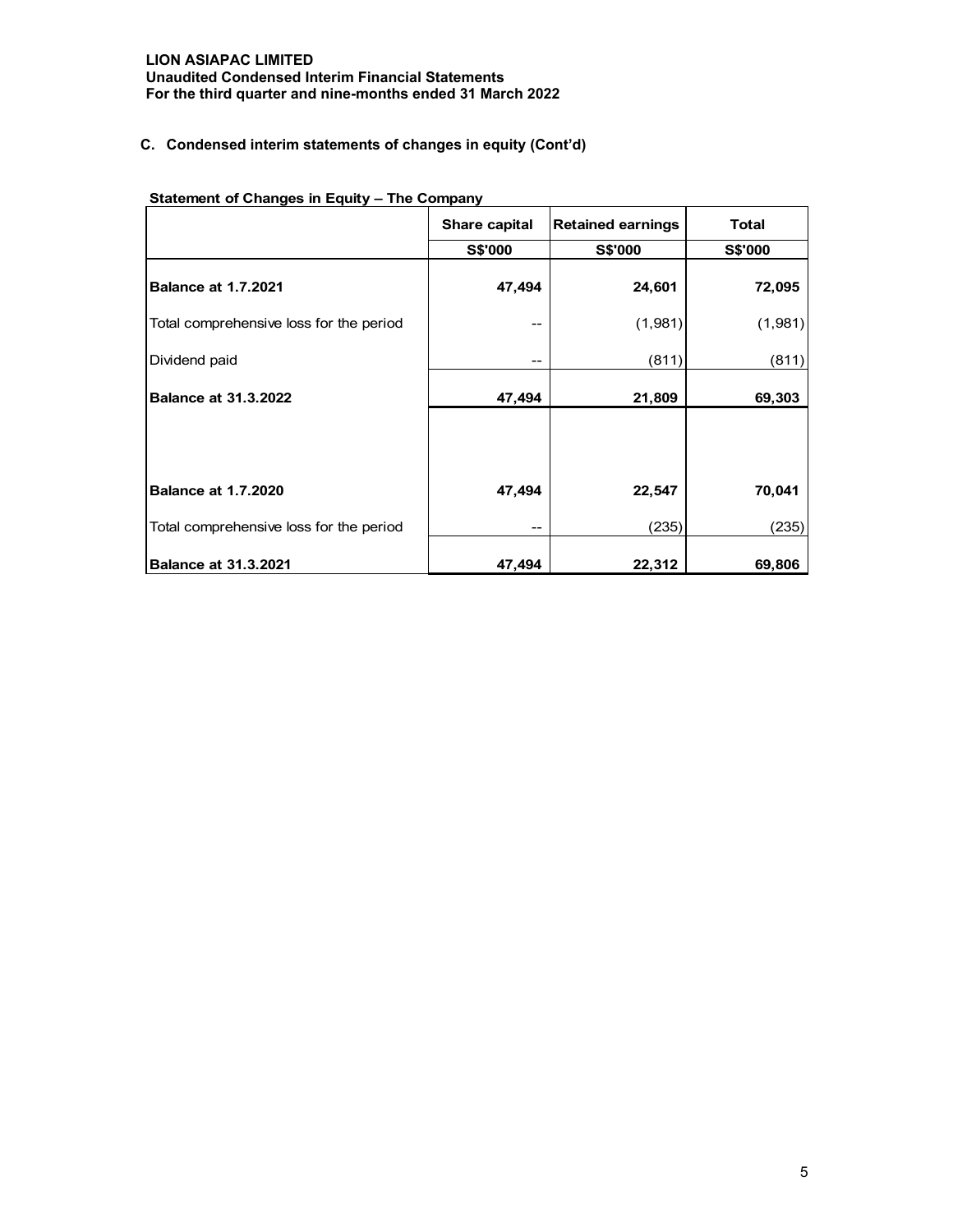**LION ASIAPAC LIMITED**
**Unaudited Condensed Interim Financial Statements**
**For the third quarter and nine-months ended 31 March 2022**

## C. Condensed interim statements of changes in equity (Cont'd)

**Statement of Changes in Equity – The Company**

| | Share capital | Retained earnings | Total |
|---|---|---|---|
| | S$'000 | S$'000 | S$'000 |
| **Balance at 1.7.2021** | **47,494** | **24,601** | **72,095** |
| Total comprehensive loss for the period | -- | (1,981) | (1,981) |
| Dividend paid | -- | (811) | (811) |
| **Balance at 31.3.2022** | **47,494** | **21,809** | **69,303** |
| | | | |
| **Balance at 1.7.2020** | **47,494** | **22,547** | **70,041** |
| Total comprehensive loss for the period | -- | (235) | (235) |
| **Balance at 31.3.2021** | **47,494** | **22,312** | **69,806** |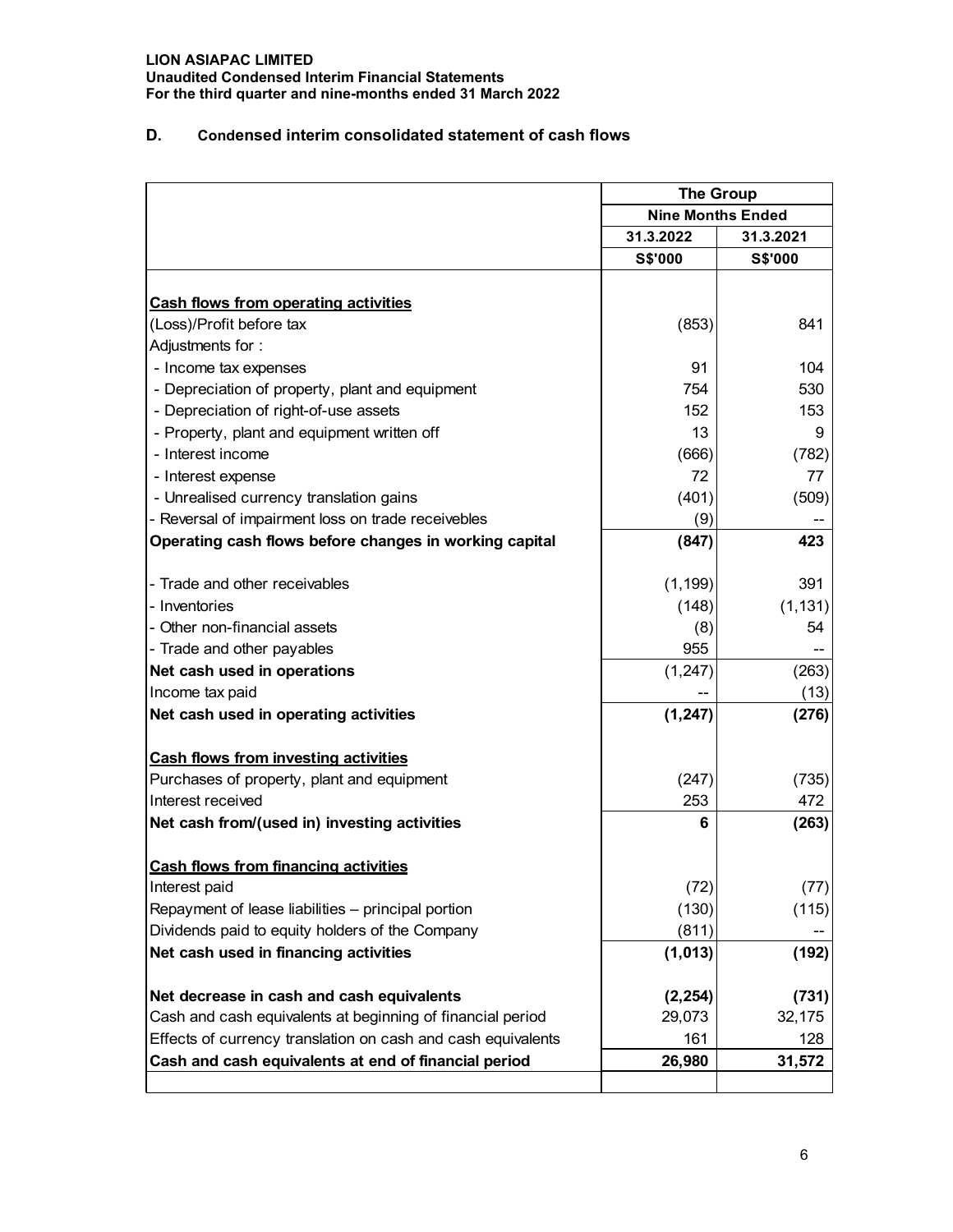LION ASIAPAC LIMITED
Unaudited Condensed Interim Financial Statements
For the third quarter and nine-months ended 31 March 2022

## D. Condensed interim consolidated statement of cash flows

| | The Group | |
|---|---|---|
| | Nine Months Ended | |
| | 31.3.2022 | 31.3.2021 |
| | S$'000 | S$'000 |
| **Cash flows from operating activities** | | |
| (Loss)/Profit before tax | (853) | 841 |
| Adjustments for : | | |
| - Income tax expenses | 91 | 104 |
| - Depreciation of property, plant and equipment | 754 | 530 |
| - Depreciation of right-of-use assets | 152 | 153 |
| - Property, plant and equipment written off | 13 | 9 |
| - Interest income | (666) | (782) |
| - Interest expense | 72 | 77 |
| - Unrealised currency translation gains | (401) | (509) |
| - Reversal of impairment loss on trade receivebles | (9) | -- |
| **Operating cash flows before changes in working capital** | **(847)** | **423** |
| - Trade and other receivables | (1,199) | 391 |
| - Inventories | (148) | (1,131) |
| - Other non-financial assets | (8) | 54 |
| - Trade and other payables | 955 | -- |
| **Net cash used in operations** | (1,247) | (263) |
| Income tax paid | -- | (13) |
| **Net cash used in operating activities** | **(1,247)** | **(276)** |
| **Cash flows from investing activities** | | |
| Purchases of property, plant and equipment | (247) | (735) |
| Interest received | 253 | 472 |
| **Net cash from/(used in) investing activities** | **6** | **(263)** |
| **Cash flows from financing activities** | | |
| Interest paid | (72) | (77) |
| Repayment of lease liabilities – principal portion | (130) | (115) |
| Dividends paid to equity holders of the Company | (811) | -- |
| **Net cash used in financing activities** | **(1,013)** | **(192)** |
| **Net decrease in cash and cash equivalents** | **(2,254)** | **(731)** |
| Cash and cash equivalents at beginning of financial period | 29,073 | 32,175 |
| Effects of currency translation on cash and cash equivalents | 161 | 128 |
| **Cash and cash equivalents at end of financial period** | **26,980** | **31,572** |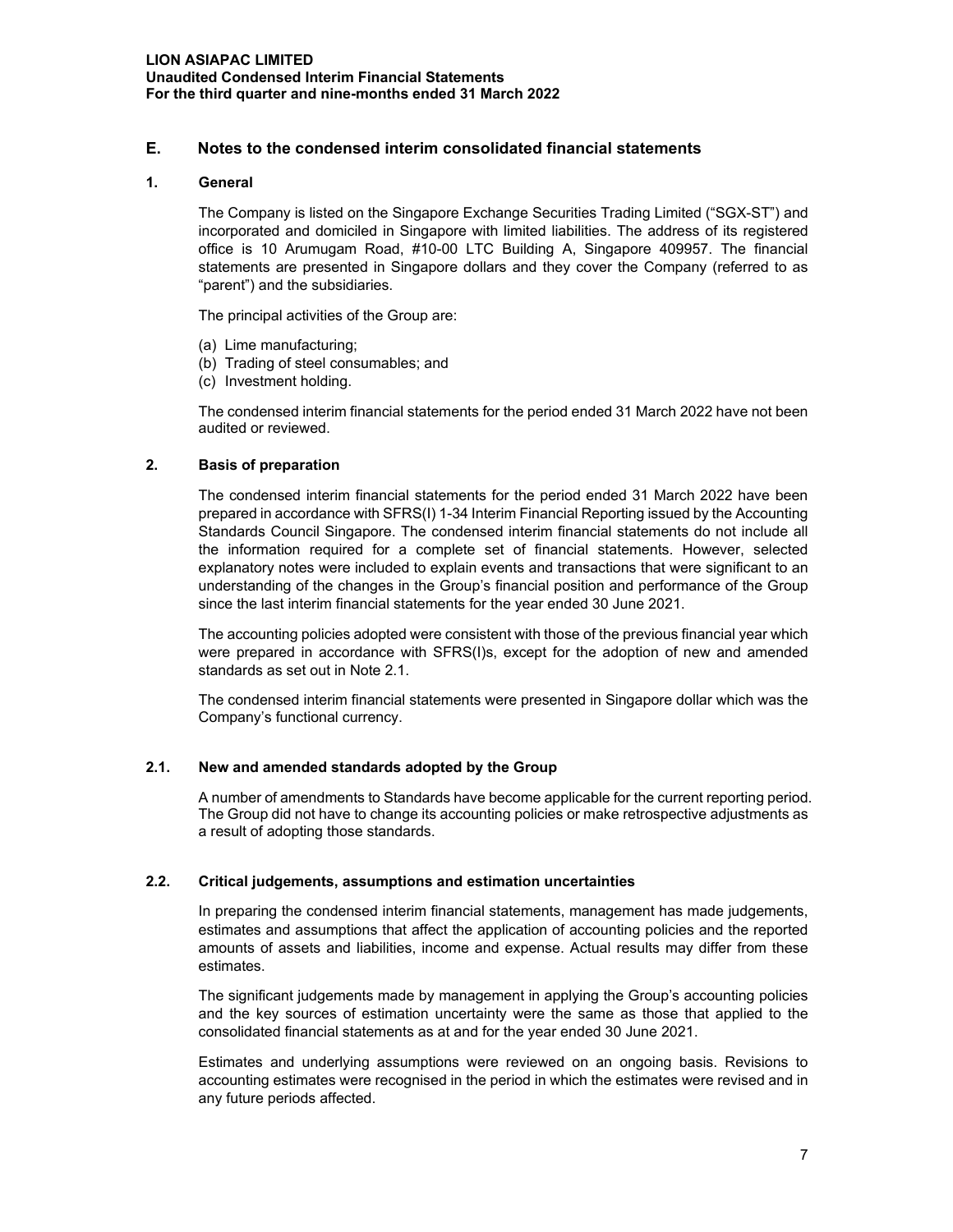## E. Notes to the condensed interim consolidated financial statements

### 1. General

The Company is listed on the Singapore Exchange Securities Trading Limited ("SGX-ST") and incorporated and domiciled in Singapore with limited liabilities. The address of its registered office is 10 Arumugam Road, #10-00 LTC Building A, Singapore 409957. The financial statements are presented in Singapore dollars and they cover the Company (referred to as "parent") and the subsidiaries.

The principal activities of the Group are:

(a) Lime manufacturing;
(b) Trading of steel consumables; and
(c) Investment holding.

The condensed interim financial statements for the period ended 31 March 2022 have not been audited or reviewed.

### 2. Basis of preparation

The condensed interim financial statements for the period ended 31 March 2022 have been prepared in accordance with SFRS(I) 1-34 Interim Financial Reporting issued by the Accounting Standards Council Singapore. The condensed interim financial statements do not include all the information required for a complete set of financial statements. However, selected explanatory notes were included to explain events and transactions that were significant to an understanding of the changes in the Group's financial position and performance of the Group since the last interim financial statements for the year ended 30 June 2021.

The accounting policies adopted were consistent with those of the previous financial year which were prepared in accordance with SFRS(I)s, except for the adoption of new and amended standards as set out in Note 2.1.

The condensed interim financial statements were presented in Singapore dollar which was the Company's functional currency.

### 2.1. New and amended standards adopted by the Group

A number of amendments to Standards have become applicable for the current reporting period. The Group did not have to change its accounting policies or make retrospective adjustments as a result of adopting those standards.

### 2.2. Critical judgements, assumptions and estimation uncertainties

In preparing the condensed interim financial statements, management has made judgements, estimates and assumptions that affect the application of accounting policies and the reported amounts of assets and liabilities, income and expense. Actual results may differ from these estimates.

The significant judgements made by management in applying the Group's accounting policies and the key sources of estimation uncertainty were the same as those that applied to the consolidated financial statements as at and for the year ended 30 June 2021.

Estimates and underlying assumptions were reviewed on an ongoing basis. Revisions to accounting estimates were recognised in the period in which the estimates were revised and in any future periods affected.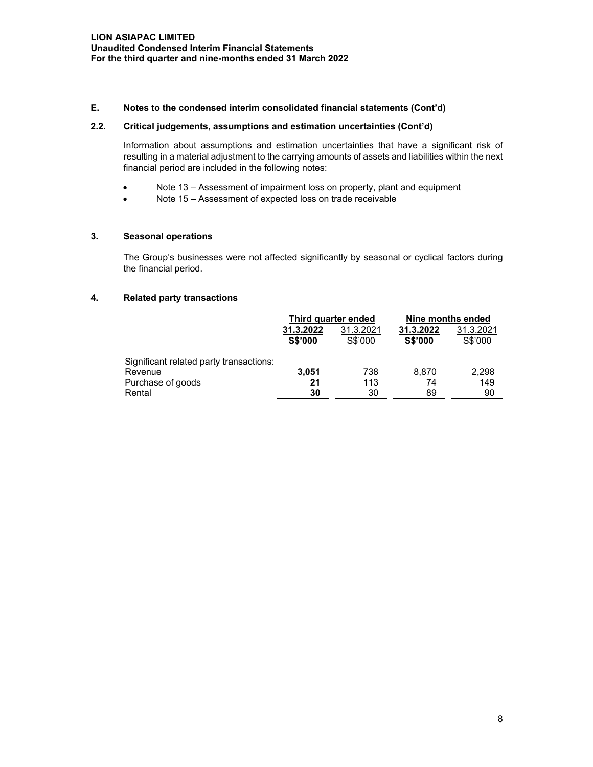## E. Notes to the condensed interim consolidated financial statements (Cont'd)

### 2.2. Critical judgements, assumptions and estimation uncertainties (Cont'd)

Information about assumptions and estimation uncertainties that have a significant risk of resulting in a material adjustment to the carrying amounts of assets and liabilities within the next financial period are included in the following notes:

- Note 13 – Assessment of impairment loss on property, plant and equipment
- Note 15 – Assessment of expected loss on trade receivable

### 3. Seasonal operations

The Group's businesses were not affected significantly by seasonal or cyclical factors during the financial period.

### 4. Related party transactions

| | Third quarter ended | | Nine months ended | |
|---|---|---|---|---|
| | **31.3.2022** | 31.3.2021 | **31.3.2022** | 31.3.2021 |
| | **S$'000** | S$'000 | **S$'000** | S$'000 |
| Significant related party transactions: | | | | |
| Revenue | **3,051** | 738 | 8,870 | 2,298 |
| Purchase of goods | **21** | 113 | 74 | 149 |
| Rental | **30** | 30 | 89 | 90 |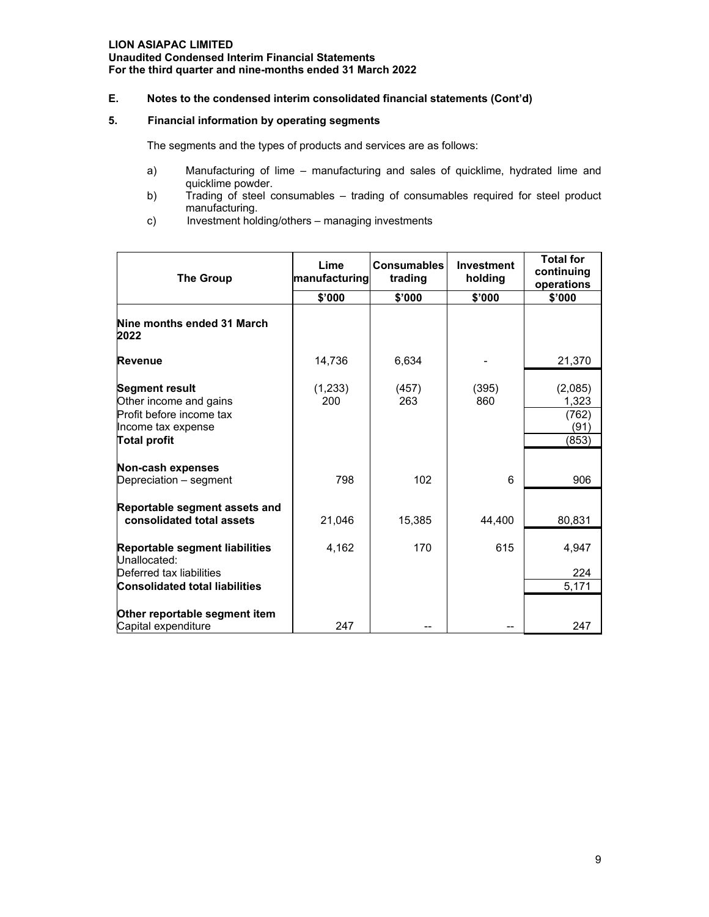**E. Notes to the condensed interim consolidated financial statements (Cont'd)**

**5. Financial information by operating segments**

The segments and the types of products and services are as follows:

a) Manufacturing of lime – manufacturing and sales of quicklime, hydrated lime and quicklime powder.
b) Trading of steel consumables – trading of consumables required for steel product manufacturing.
c) Investment holding/others – managing investments

| The Group | Lime manufacturing | Consumables trading | Investment holding | Total for continuing operations |
|---|---|---|---|---|
| | $'000 | $'000 | $'000 | $'000 |
| **Nine months ended 31 March 2022** | | | | |
| **Revenue** | 14,736 | 6,634 | - | 21,370 |
| **Segment result** | (1,233) | (457) | (395) | (2,085) |
| Other income and gains | 200 | 263 | 860 | 1,323 |
| Profit before income tax | | | | (762) |
| Income tax expense | | | | (91) |
| **Total profit** | | | | (853) |
| **Non-cash expenses** | | | | |
| Depreciation – segment | 798 | 102 | 6 | 906 |
| **Reportable segment assets and consolidated total assets** | 21,046 | 15,385 | 44,400 | 80,831 |
| **Reportable segment liabilities** | 4,162 | 170 | 615 | 4,947 |
| Unallocated: | | | | |
| Deferred tax liabilities | | | | 224 |
| **Consolidated total liabilities** | | | | 5,171 |
| **Other reportable segment item** | | | | |
| Capital expenditure | 247 | -- | -- | 247 |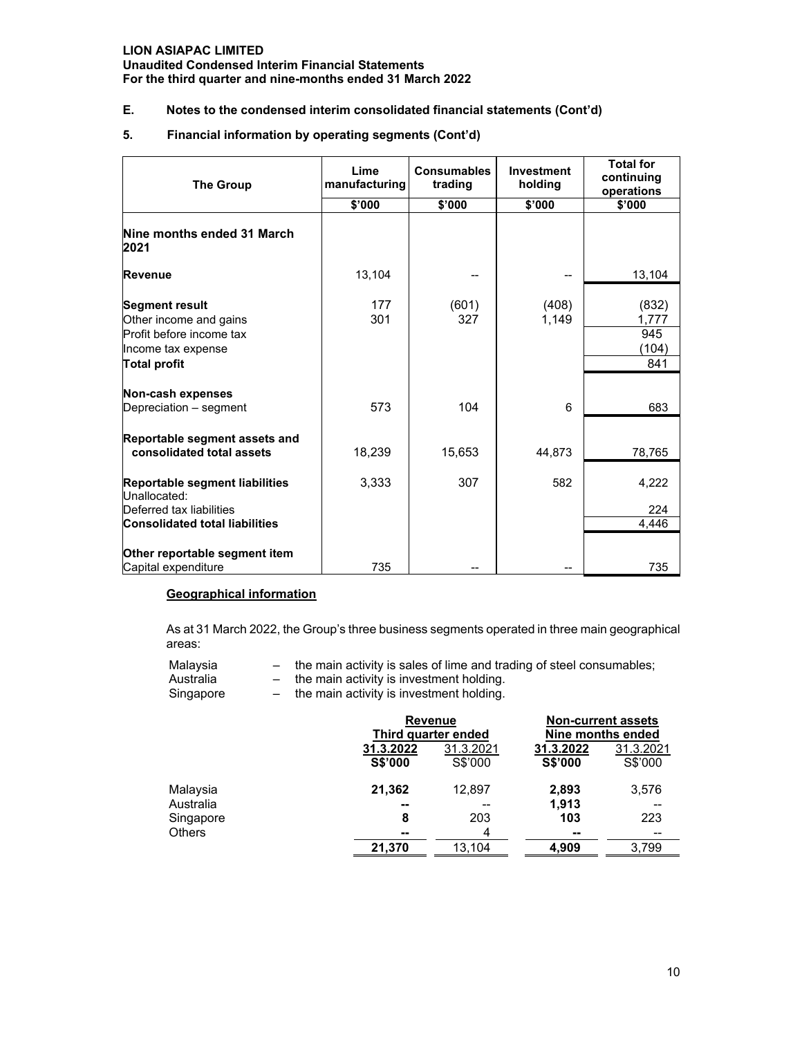## E. Notes to the condensed interim consolidated financial statements (Cont'd)

### 5. Financial information by operating segments (Cont'd)

| The Group | Lime manufacturing | Consumables trading | Investment holding | Total for continuing operations |
|---|---|---|---|---|
| | $'000 | $'000 | $'000 | $'000 |
| **Nine months ended 31 March 2021** | | | | |
| **Revenue** | 13,104 | -- | -- | 13,104 |
| **Segment result** | 177 | (601) | (408) | (832) |
| Other income and gains | 301 | 327 | 1,149 | 1,777 |
| Profit before income tax | | | | 945 |
| Income tax expense | | | | (104) |
| **Total profit** | | | | 841 |
| **Non-cash expenses** | | | | |
| Depreciation – segment | 573 | 104 | 6 | 683 |
| **Reportable segment assets and consolidated total assets** | 18,239 | 15,653 | 44,873 | 78,765 |
| **Reportable segment liabilities** | 3,333 | 307 | 582 | 4,222 |
| Unallocated: | | | | |
| Deferred tax liabilities | | | | 224 |
| **Consolidated total liabilities** | | | | 4,446 |
| **Other reportable segment item** | | | | |
| Capital expenditure | 735 | -- | -- | 735 |

**Geographical information**

As at 31 March 2022, the Group's three business segments operated in three main geographical areas:

- Malaysia – the main activity is sales of lime and trading of steel consumables;
- Australia – the main activity is investment holding.
- Singapore – the main activity is investment holding.

| | Revenue | | Non-current assets | |
|---|---|---|---|---|
| | Third quarter ended | | Nine months ended | |
| | **31.3.2022** | 31.3.2021 | **31.3.2022** | 31.3.2021 |
| | **S$'000** | S$'000 | **S$'000** | S$'000 |
| Malaysia | **21,362** | 12,897 | **2,893** | 3,576 |
| Australia | **--** | -- | **1,913** | -- |
| Singapore | **8** | 203 | **103** | 223 |
| Others | **--** | 4 | **--** | -- |
| | **21,370** | 13,104 | **4,909** | 3,799 |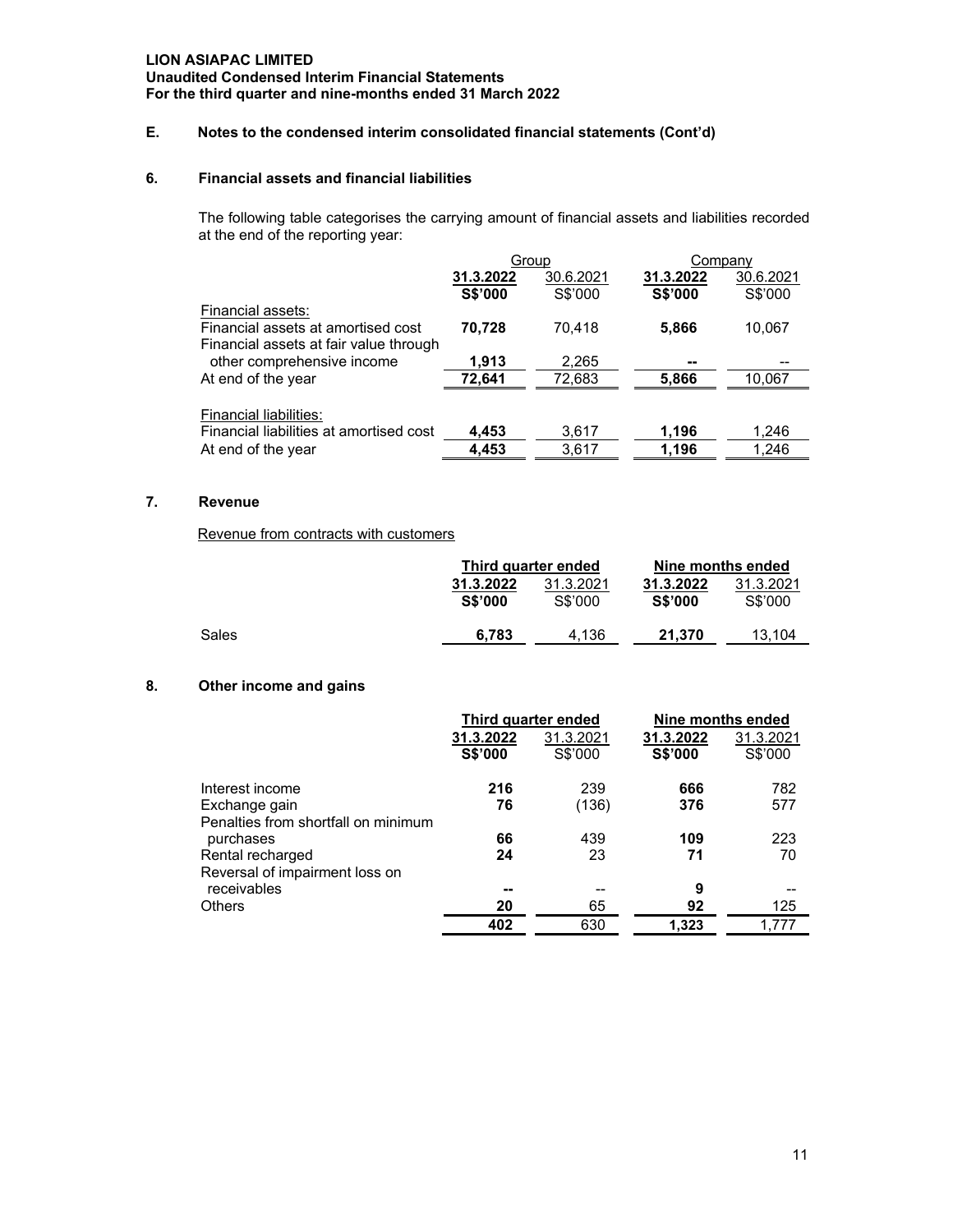**LION ASIAPAC LIMITED**
**Unaudited Condensed Interim Financial Statements**
**For the third quarter and nine-months ended 31 March 2022**

## E. Notes to the condensed interim consolidated financial statements (Cont'd)

### 6. Financial assets and financial liabilities

The following table categorises the carrying amount of financial assets and liabilities recorded at the end of the reporting year:

| | Group | | Company | |
|---|---|---|---|---|
| | **31.3.2022** | 30.6.2021 | **31.3.2022** | 30.6.2021 |
| | **S$'000** | S$'000 | **S$'000** | S$'000 |
| Financial assets: | | | | |
| Financial assets at amortised cost | **70,728** | 70,418 | **5,866** | 10,067 |
| Financial assets at fair value through other comprehensive income | **1,913** | 2,265 | **--** | -- |
| At end of the year | **72,641** | 72,683 | **5,866** | 10,067 |
| | | | | |
| Financial liabilities: | | | | |
| Financial liabilities at amortised cost | **4,453** | 3,617 | **1,196** | 1,246 |
| At end of the year | **4,453** | 3,617 | **1,196** | 1,246 |

### 7. Revenue

Revenue from contracts with customers

| | **Third quarter ended** | | **Nine months ended** | |
|---|---|---|---|---|
| | **31.3.2022** | 31.3.2021 | **31.3.2022** | 31.3.2021 |
| | **S$'000** | S$'000 | **S$'000** | S$'000 |
| Sales | **6,783** | 4,136 | **21,370** | 13,104 |

### 8. Other income and gains

| | **Third quarter ended** | | **Nine months ended** | |
|---|---|---|---|---|
| | **31.3.2022** | 31.3.2021 | **31.3.2022** | 31.3.2021 |
| | **S$'000** | S$'000 | **S$'000** | S$'000 |
| Interest income | **216** | 239 | **666** | 782 |
| Exchange gain | **76** | (136) | **376** | 577 |
| Penalties from shortfall on minimum purchases | **66** | 439 | **109** | 223 |
| Rental recharged | **24** | 23 | **71** | 70 |
| Reversal of impairment loss on receivables | **--** | -- | **9** | -- |
| Others | **20** | 65 | **92** | 125 |
| | **402** | 630 | **1,323** | 1,777 |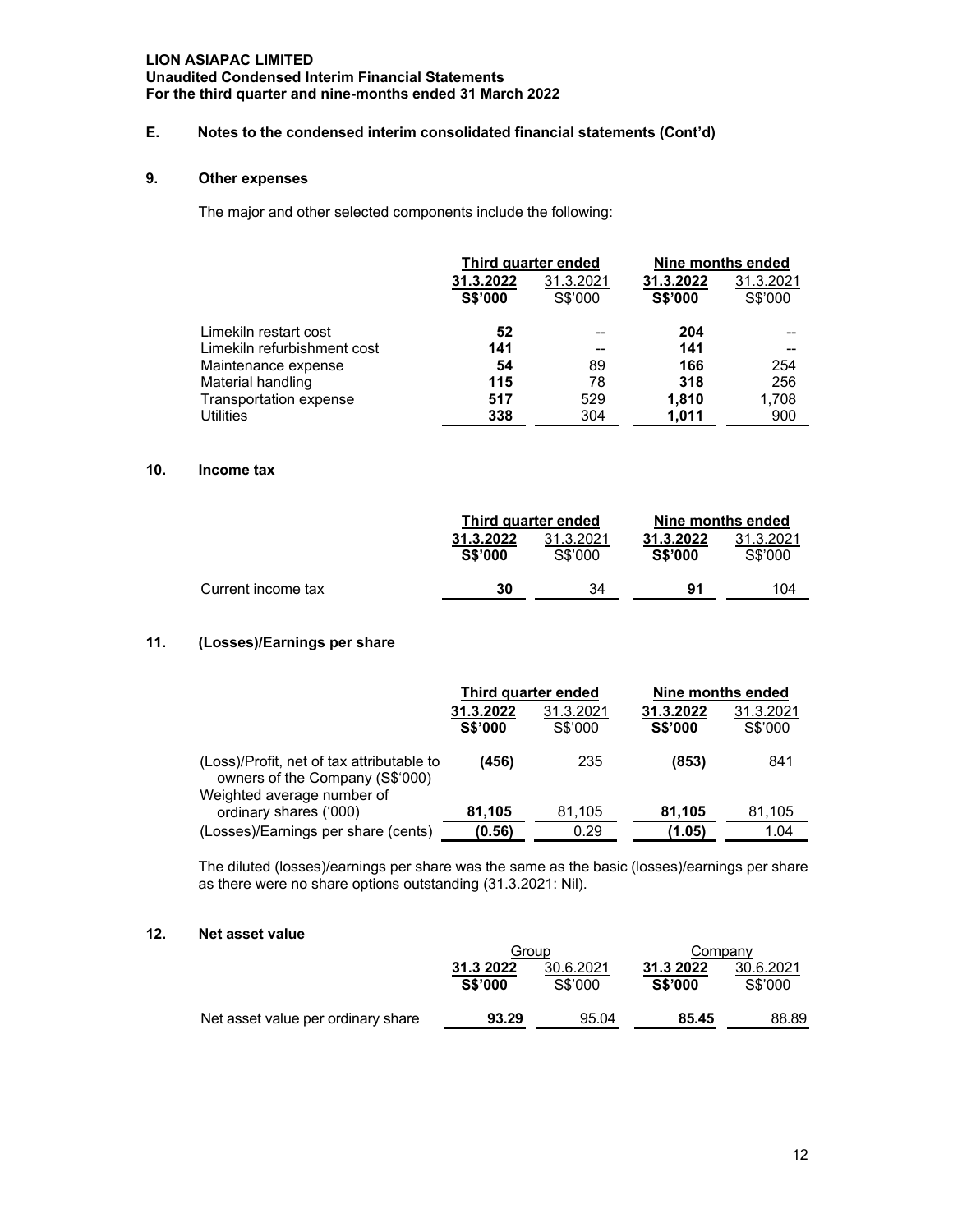**LION ASIAPAC LIMITED**
**Unaudited Condensed Interim Financial Statements**
**For the third quarter and nine-months ended 31 March 2022**

## E. Notes to the condensed interim consolidated financial statements (Cont'd)

### 9. Other expenses

The major and other selected components include the following:

| | Third quarter ended | | Nine months ended | |
|---|---|---|---|---|
| | **31.3.2022** | 31.3.2021 | **31.3.2022** | 31.3.2021 |
| | **S$'000** | S$'000 | **S$'000** | S$'000 |
| Limekiln restart cost | **52** | -- | **204** | -- |
| Limekiln refurbishment cost | **141** | -- | **141** | -- |
| Maintenance expense | **54** | 89 | **166** | 254 |
| Material handling | **115** | 78 | **318** | 256 |
| Transportation expense | **517** | 529 | **1,810** | 1,708 |
| Utilities | **338** | 304 | **1,011** | 900 |

### 10. Income tax

| | Third quarter ended | | Nine months ended | |
|---|---|---|---|---|
| | **31.3.2022** | 31.3.2021 | **31.3.2022** | 31.3.2021 |
| | **S$'000** | S$'000 | **S$'000** | S$'000 |
| Current income tax | **30** | 34 | **91** | 104 |

### 11. (Losses)/Earnings per share

| | Third quarter ended | | Nine months ended | |
|---|---|---|---|---|
| | **31.3.2022** | 31.3.2021 | **31.3.2022** | 31.3.2021 |
| | **S$'000** | S$'000 | **S$'000** | S$'000 |
| (Loss)/Profit, net of tax attributable to owners of the Company (S$'000) | **(456)** | 235 | **(853)** | 841 |
| Weighted average number of ordinary shares ('000) | **81,105** | 81,105 | **81,105** | 81,105 |
| (Losses)/Earnings per share (cents) | **(0.56)** | 0.29 | **(1.05)** | 1.04 |

The diluted (losses)/earnings per share was the same as the basic (losses)/earnings per share as there were no share options outstanding (31.3.2021: Nil).

### 12. Net asset value

| | Group | | Company | |
|---|---|---|---|---|
| | **31.3 2022** | 30.6.2021 | **31.3 2022** | 30.6.2021 |
| | **S$'000** | S$'000 | **S$'000** | S$'000 |
| Net asset value per ordinary share | **93.29** | 95.04 | **85.45** | 88.89 |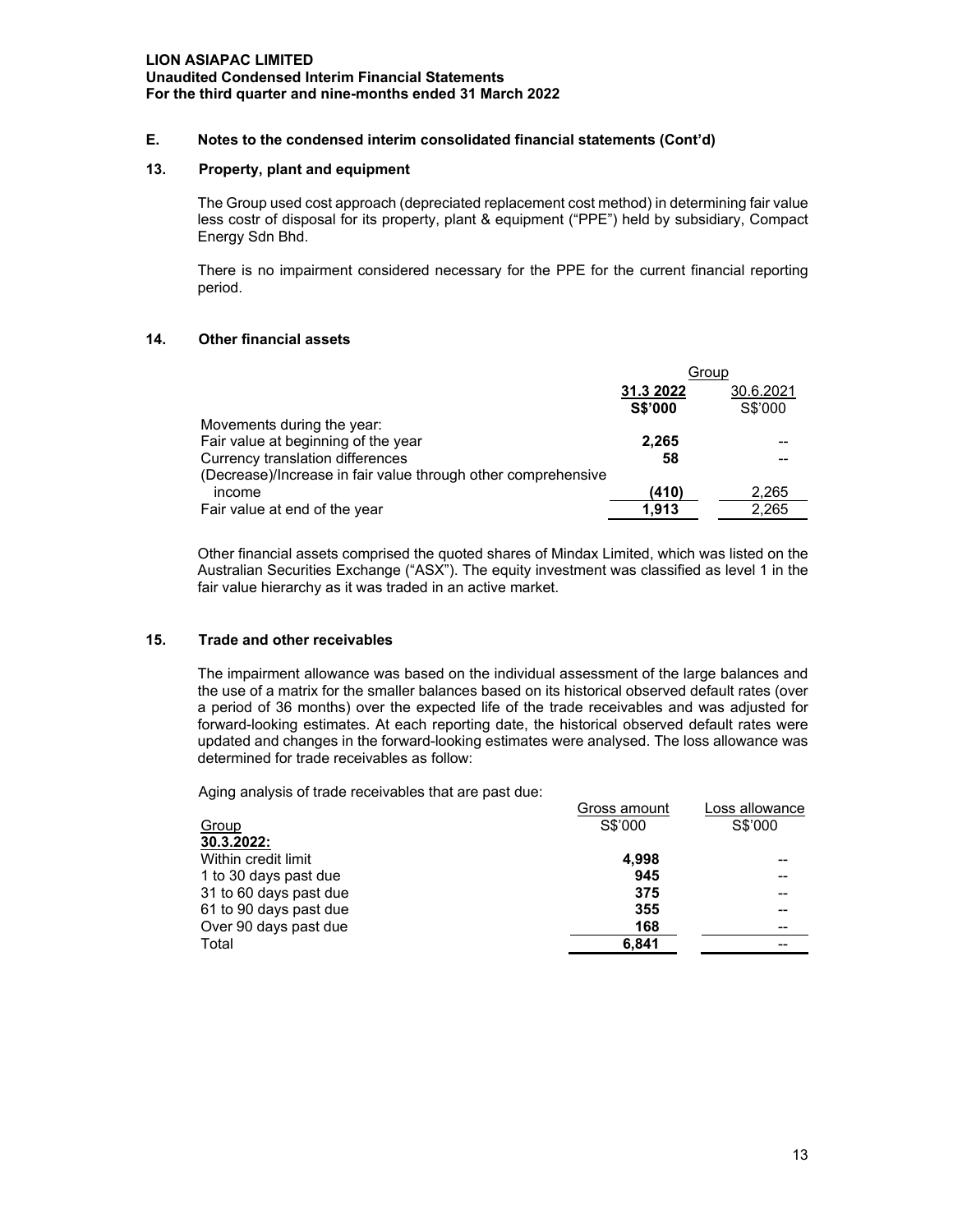**E. Notes to the condensed interim consolidated financial statements (Cont'd)**

**13. Property, plant and equipment**

The Group used cost approach (depreciated replacement cost method) in determining fair value less costr of disposal for its property, plant & equipment ("PPE") held by subsidiary, Compact Energy Sdn Bhd.

There is no impairment considered necessary for the PPE for the current financial reporting period.

**14. Other financial assets**

| | Group | |
|---|---|---|
| | **31.3 2022** | 30.6.2021 |
| | **S$'000** | S$'000 |
| Movements during the year: | | |
| Fair value at beginning of the year | **2,265** | -- |
| Currency translation differences | **58** | -- |
| (Decrease)/Increase in fair value through other comprehensive income | **(410)** | 2,265 |
| Fair value at end of the year | **1,913** | 2,265 |

Other financial assets comprised the quoted shares of Mindax Limited, which was listed on the Australian Securities Exchange ("ASX"). The equity investment was classified as level 1 in the fair value hierarchy as it was traded in an active market.

**15. Trade and other receivables**

The impairment allowance was based on the individual assessment of the large balances and the use of a matrix for the smaller balances based on its historical observed default rates (over a period of 36 months) over the expected life of the trade receivables and was adjusted for forward-looking estimates. At each reporting date, the historical observed default rates were updated and changes in the forward-looking estimates were analysed. The loss allowance was determined for trade receivables as follow:

Aging analysis of trade receivables that are past due:

| Group | Gross amount S$'000 | Loss allowance S$'000 |
|---|---|---|
| **30.3.2022:** | | |
| Within credit limit | **4,998** | -- |
| 1 to 30 days past due | **945** | -- |
| 31 to 60 days past due | **375** | -- |
| 61 to 90 days past due | **355** | -- |
| Over 90 days past due | **168** | -- |
| Total | **6,841** | -- |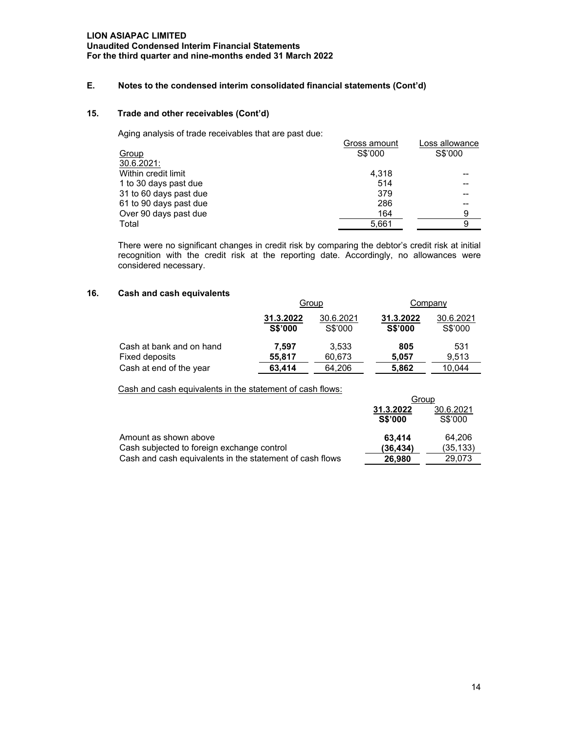## E. Notes to the condensed interim consolidated financial statements (Cont'd)

### 15. Trade and other receivables (Cont'd)

Aging analysis of trade receivables that are past due:

| Group | Gross amount S$'000 | Loss allowance S$'000 |
|---|---|---|
| 30.6.2021: | | |
| Within credit limit | 4,318 | -- |
| 1 to 30 days past due | 514 | -- |
| 31 to 60 days past due | 379 | -- |
| 61 to 90 days past due | 286 | -- |
| Over 90 days past due | 164 | 9 |
| Total | 5,661 | 9 |

There were no significant changes in credit risk by comparing the debtor's credit risk at initial recognition with the credit risk at the reporting date. Accordingly, no allowances were considered necessary.

### 16. Cash and cash equivalents

| | Group | | Company | |
|---|---|---|---|---|
| | **31.3.2022 S$'000** | 30.6.2021 S$'000 | **31.3.2022 S$'000** | 30.6.2021 S$'000 |
| Cash at bank and on hand | **7,597** | 3,533 | **805** | 531 |
| Fixed deposits | **55,817** | 60,673 | **5,057** | 9,513 |
| Cash at end of the year | **63,414** | 64,206 | **5,862** | 10,044 |

Cash and cash equivalents in the statement of cash flows:

| | Group | |
|---|---|---|
| | **31.3.2022 S$'000** | 30.6.2021 S$'000 |
| Amount as shown above | **63,414** | 64,206 |
| Cash subjected to foreign exchange control | **(36,434)** | (35,133) |
| Cash and cash equivalents in the statement of cash flows | **26,980** | 29,073 |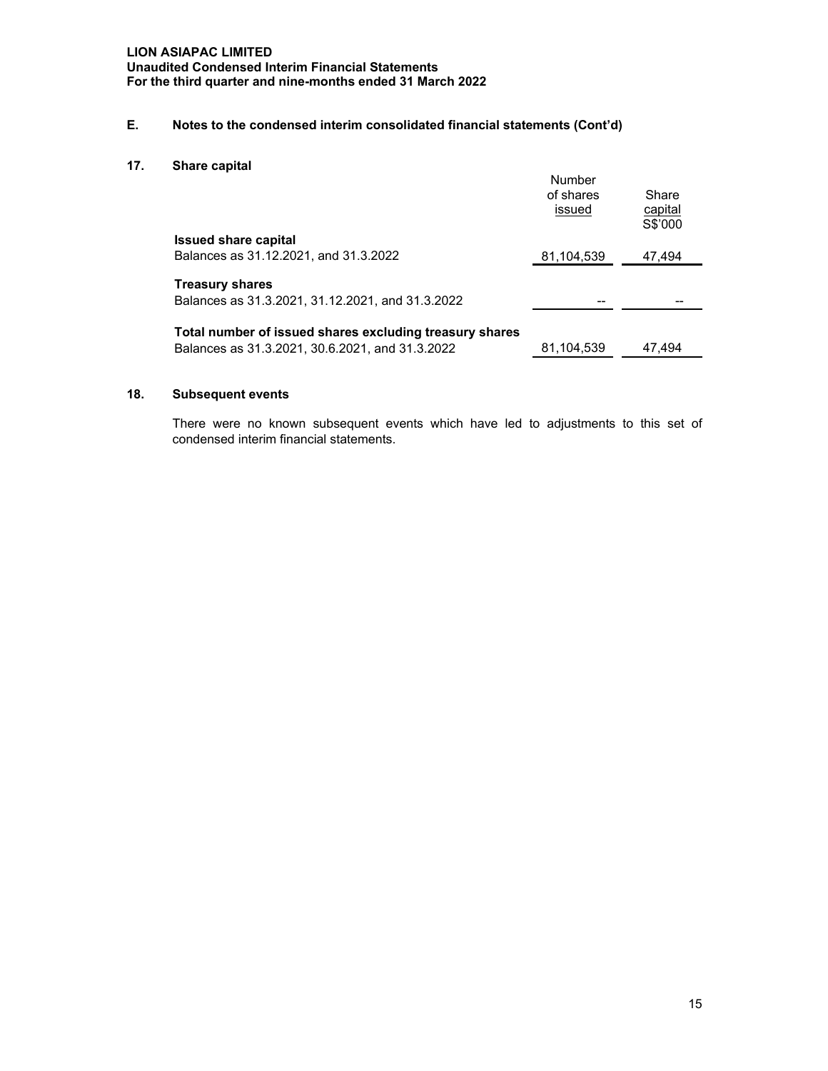**E. Notes to the condensed interim consolidated financial statements (Cont'd)**

**17. Share capital**

| | Number of shares issued | Share capital S$'000 |
|---|---|---|
| **Issued share capital** | | |
| Balances as 31.12.2021, and 31.3.2022 | 81,104,539 | 47,494 |
| **Treasury shares** | | |
| Balances as 31.3.2021, 31.12.2021, and 31.3.2022 | -- | -- |
| **Total number of issued shares excluding treasury shares** | | |
| Balances as 31.3.2021, 30.6.2021, and 31.3.2022 | 81,104,539 | 47,494 |

**18. Subsequent events**

There were no known subsequent events which have led to adjustments to this set of condensed interim financial statements.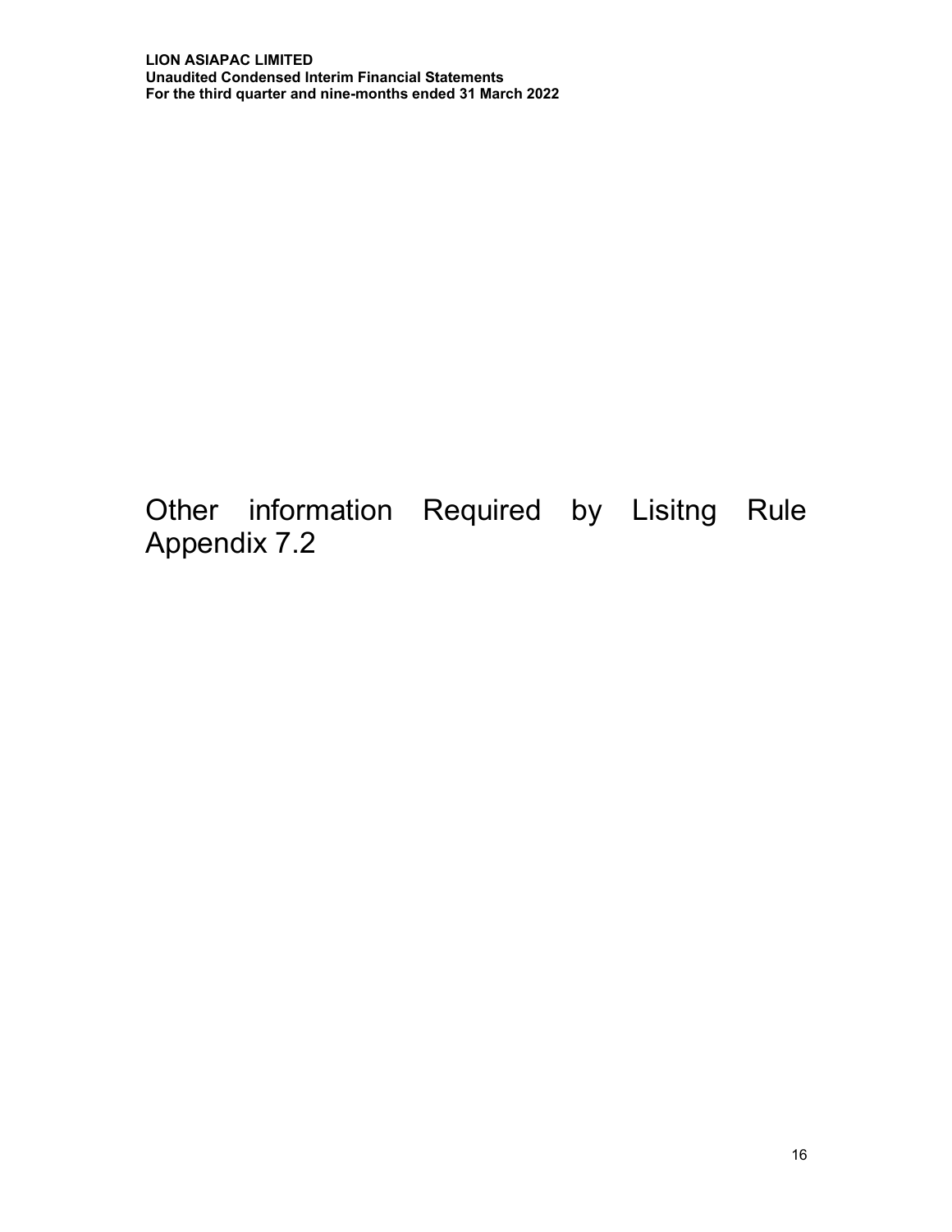# Other information Required by Lisitng Rule Appendix 7.2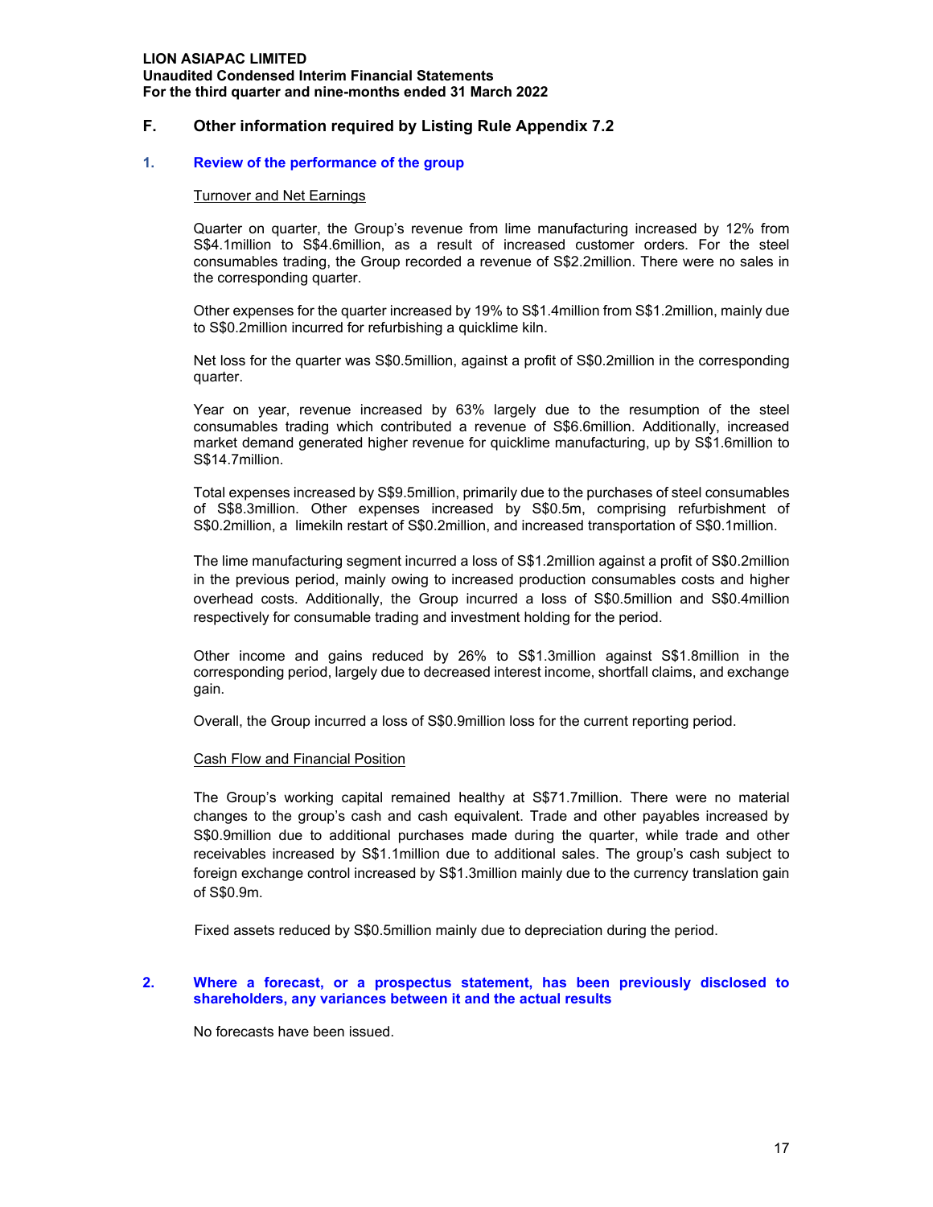## F. Other information required by Listing Rule Appendix 7.2

### 1. Review of the performance of the group

Turnover and Net Earnings

Quarter on quarter, the Group's revenue from lime manufacturing increased by 12% from S$4.1million to S$4.6million, as a result of increased customer orders. For the steel consumables trading, the Group recorded a revenue of S$2.2million. There were no sales in the corresponding quarter.

Other expenses for the quarter increased by 19% to S$1.4million from S$1.2million, mainly due to S$0.2million incurred for refurbishing a quicklime kiln.

Net loss for the quarter was S$0.5million, against a profit of S$0.2million in the corresponding quarter.

Year on year, revenue increased by 63% largely due to the resumption of the steel consumables trading which contributed a revenue of S$6.6million. Additionally, increased market demand generated higher revenue for quicklime manufacturing, up by S$1.6million to S$14.7million.

Total expenses increased by S$9.5million, primarily due to the purchases of steel consumables of S$8.3million. Other expenses increased by S$0.5m, comprising refurbishment of S$0.2million, a limekiln restart of S$0.2million, and increased transportation of S$0.1million.

The lime manufacturing segment incurred a loss of S$1.2million against a profit of S$0.2million in the previous period, mainly owing to increased production consumables costs and higher overhead costs. Additionally, the Group incurred a loss of S$0.5million and S$0.4million respectively for consumable trading and investment holding for the period.

Other income and gains reduced by 26% to S$1.3million against S$1.8million in the corresponding period, largely due to decreased interest income, shortfall claims, and exchange gain.

Overall, the Group incurred a loss of S$0.9million loss for the current reporting period.

Cash Flow and Financial Position

The Group's working capital remained healthy at S$71.7million. There were no material changes to the group's cash and cash equivalent. Trade and other payables increased by S$0.9million due to additional purchases made during the quarter, while trade and other receivables increased by S$1.1million due to additional sales. The group's cash subject to foreign exchange control increased by S$1.3million mainly due to the currency translation gain of S$0.9m.

Fixed assets reduced by S$0.5million mainly due to depreciation during the period.

### 2. Where a forecast, or a prospectus statement, has been previously disclosed to shareholders, any variances between it and the actual results

No forecasts have been issued.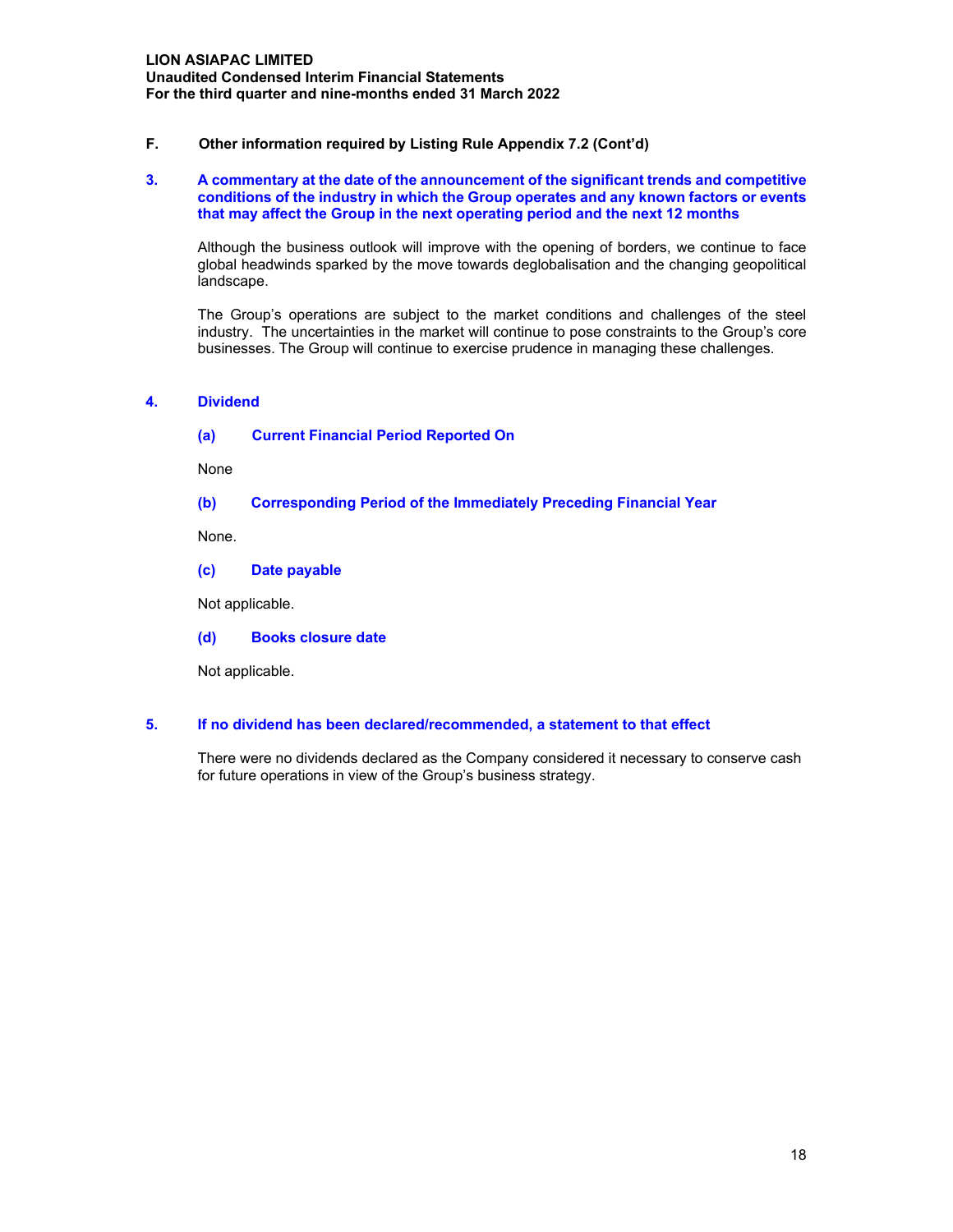## F. Other information required by Listing Rule Appendix 7.2 (Cont'd)

### 3. A commentary at the date of the announcement of the significant trends and competitive conditions of the industry in which the Group operates and any known factors or events that may affect the Group in the next operating period and the next 12 months

Although the business outlook will improve with the opening of borders, we continue to face global headwinds sparked by the move towards deglobalisation and the changing geopolitical landscape.

The Group's operations are subject to the market conditions and challenges of the steel industry. The uncertainties in the market will continue to pose constraints to the Group's core businesses. The Group will continue to exercise prudence in managing these challenges.

### 4. Dividend

#### (a) Current Financial Period Reported On

None

#### (b) Corresponding Period of the Immediately Preceding Financial Year

None.

#### (c) Date payable

Not applicable.

#### (d) Books closure date

Not applicable.

### 5. If no dividend has been declared/recommended, a statement to that effect

There were no dividends declared as the Company considered it necessary to conserve cash for future operations in view of the Group's business strategy.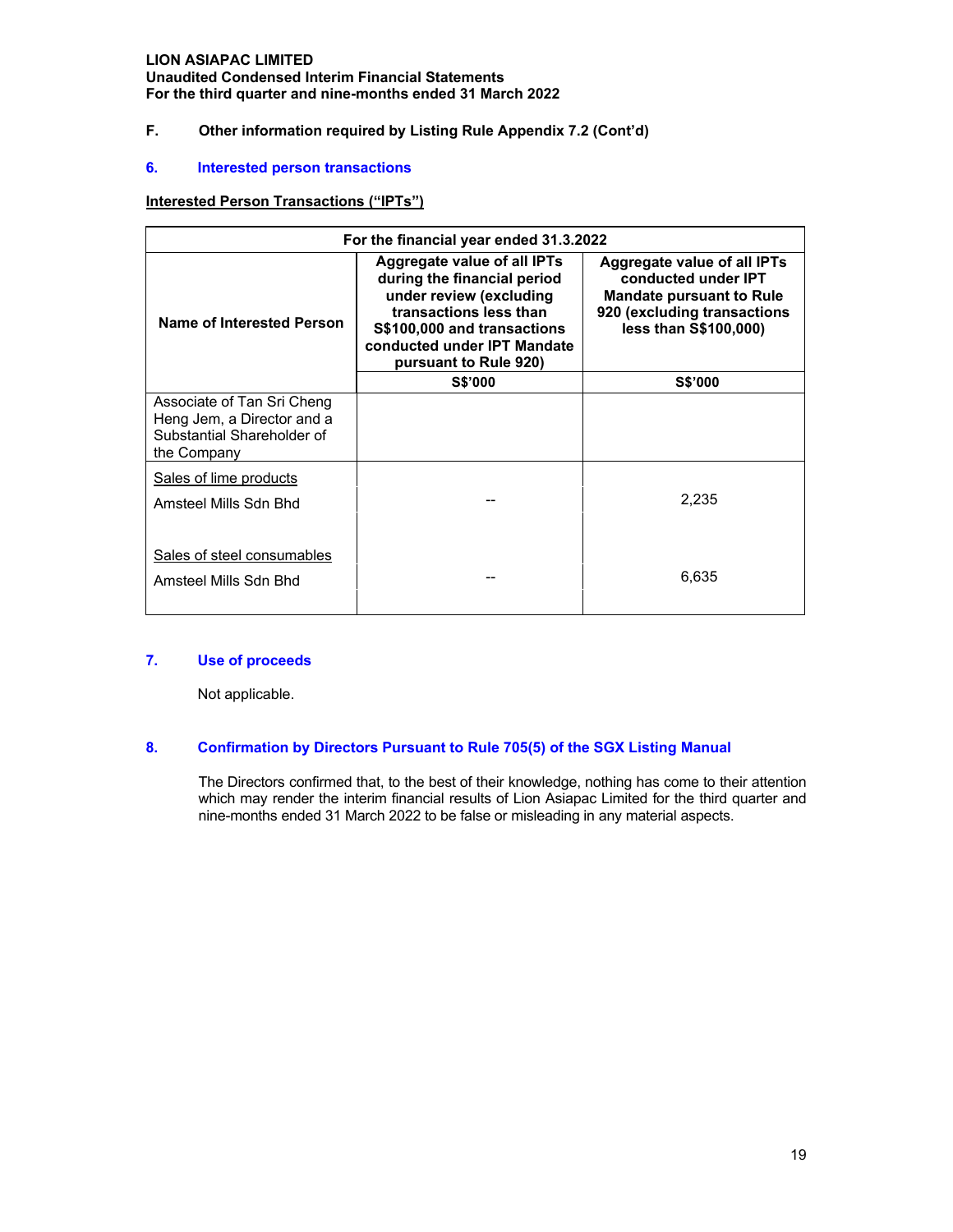**LION ASIAPAC LIMITED**
**Unaudited Condensed Interim Financial Statements**
**For the third quarter and nine-months ended 31 March 2022**

**F. Other information required by Listing Rule Appendix 7.2 (Cont'd)**

### 6. Interested person transactions

**Interested Person Transactions ("IPTs")**

| For the financial year ended 31.3.2022 | | |
|---|---|---|
| **Name of Interested Person** | **Aggregate value of all IPTs during the financial period under review (excluding transactions less than S$100,000 and transactions conducted under IPT Mandate pursuant to Rule 920)** | **Aggregate value of all IPTs conducted under IPT Mandate pursuant to Rule 920 (excluding transactions less than S$100,000)** |
| | **S$'000** | **S$'000** |
| Associate of Tan Sri Cheng Heng Jem, a Director and a Substantial Shareholder of the Company | | |
| Sales of lime products | | |
| Amsteel Mills Sdn Bhd | -- | 2,235 |
| Sales of steel consumables | | |
| Amsteel Mills Sdn Bhd | -- | 6,635 |

### 7. Use of proceeds

Not applicable.

### 8. Confirmation by Directors Pursuant to Rule 705(5) of the SGX Listing Manual

The Directors confirmed that, to the best of their knowledge, nothing has come to their attention which may render the interim financial results of Lion Asiapac Limited for the third quarter and nine-months ended 31 March 2022 to be false or misleading in any material aspects.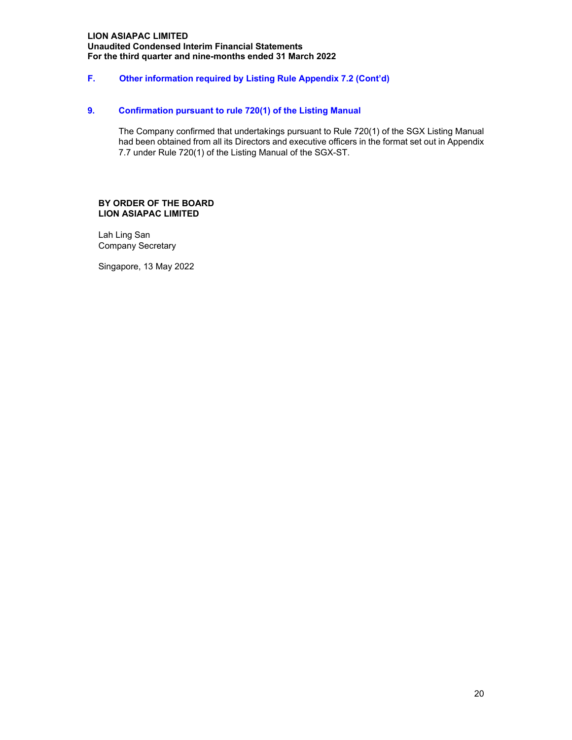## F. Other information required by Listing Rule Appendix 7.2 (Cont'd)

### 9. Confirmation pursuant to rule 720(1) of the Listing Manual

The Company confirmed that undertakings pursuant to Rule 720(1) of the SGX Listing Manual had been obtained from all its Directors and executive officers in the format set out in Appendix 7.7 under Rule 720(1) of the Listing Manual of the SGX-ST.

**BY ORDER OF THE BOARD**
**LION ASIAPAC LIMITED**

Lah Ling San
Company Secretary

Singapore, 13 May 2022